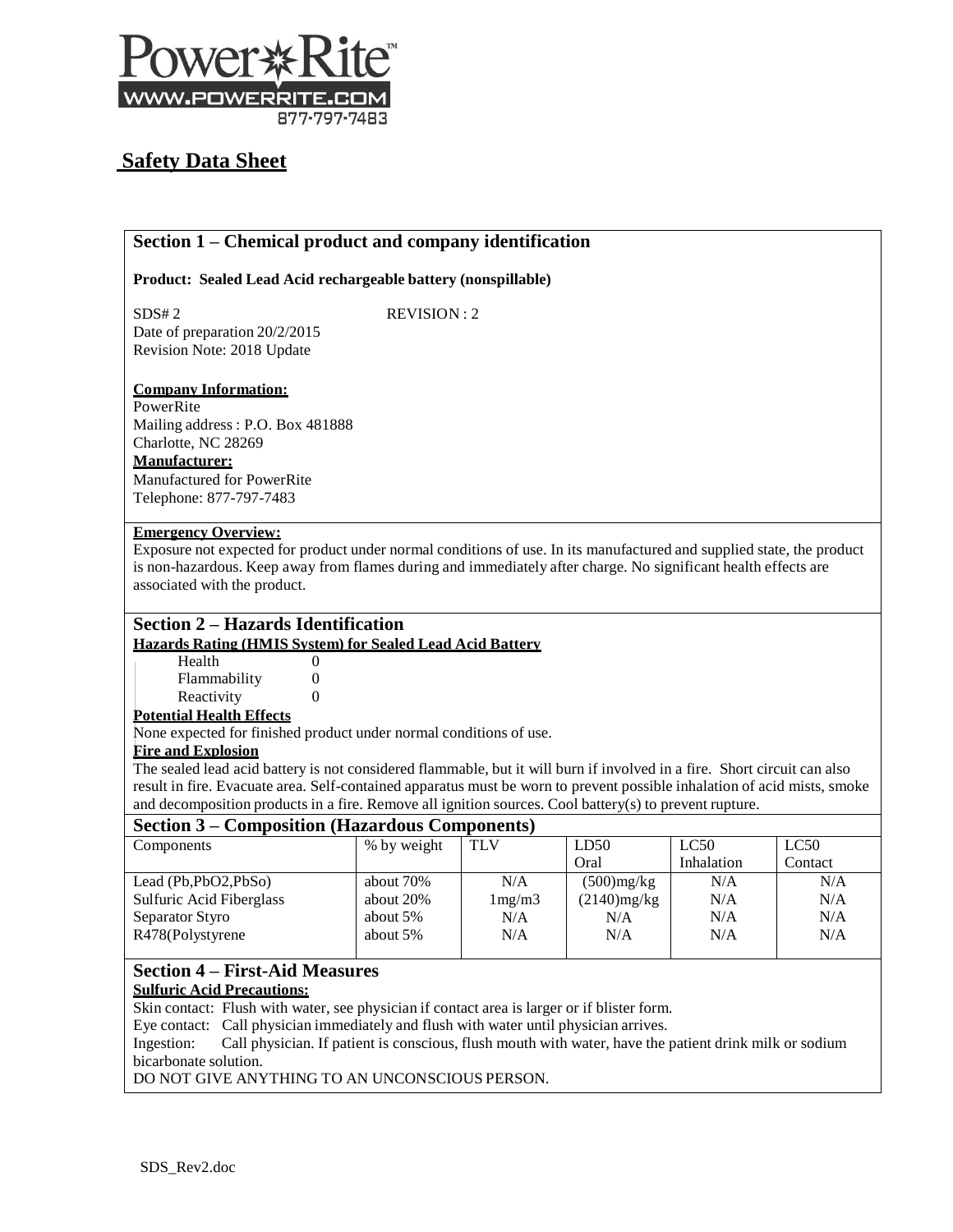Power Rite™
WWW.POWERRITE.COM
877-797-7483

# Safety Data Sheet

## Section 1 – Chemical product and company identification

**Product: Sealed Lead Acid rechargeable battery (nonspillable)**

SDS# 2 REVISION : 2
Date of preparation 20/2/2015
Revision Note: 2018 Update

**Company Information:**
PowerRite
Mailing address : P.O. Box 481888
Charlotte, NC 28269
**Manufacturer:**
Manufactured for PowerRite
Telephone: 877-797-7483

**Emergency Overview:**
Exposure not expected for product under normal conditions of use. In its manufactured and supplied state, the product is non-hazardous. Keep away from flames during and immediately after charge. No significant health effects are associated with the product.

## Section 2 – Hazards Identification

**Hazards Rating (HMIS System) for Sealed Lead Acid Battery**

| | |
|---|---|
| Health | 0 |
| Flammability | 0 |
| Reactivity | 0 |

**Potential Health Effects**
None expected for finished product under normal conditions of use.

**Fire and Explosion**
The sealed lead acid battery is not considered flammable, but it will burn if involved in a fire. Short circuit can also result in fire. Evacuate area. Self-contained apparatus must be worn to prevent possible inhalation of acid mists, smoke and decomposition products in a fire. Remove all ignition sources. Cool battery(s) to prevent rupture.

## Section 3 – Composition (Hazardous Components)

| Components | % by weight | TLV | LD50 Oral | LC50 Inhalation | LC50 Contact |
|---|---|---|---|---|---|
| Lead (Pb,PbO2,PbSo) | about 70% | N/A | (500)mg/kg | N/A | N/A |
| Sulfuric Acid Fiberglass | about 20% | 1mg/m3 | (2140)mg/kg | N/A | N/A |
| Separator Styro | about 5% | N/A | N/A | N/A | N/A |
| R478(Polystyrene | about 5% | N/A | N/A | N/A | N/A |

## Section 4 – First-Aid Measures

**Sulfuric Acid Precautions:**
Skin contact: Flush with water, see physician if contact area is larger or if blister form.
Eye contact: Call physician immediately and flush with water until physician arrives.
Ingestion: Call physician. If patient is conscious, flush mouth with water, have the patient drink milk or sodium bicarbonate solution.
DO NOT GIVE ANYTHING TO AN UNCONSCIOUS PERSON.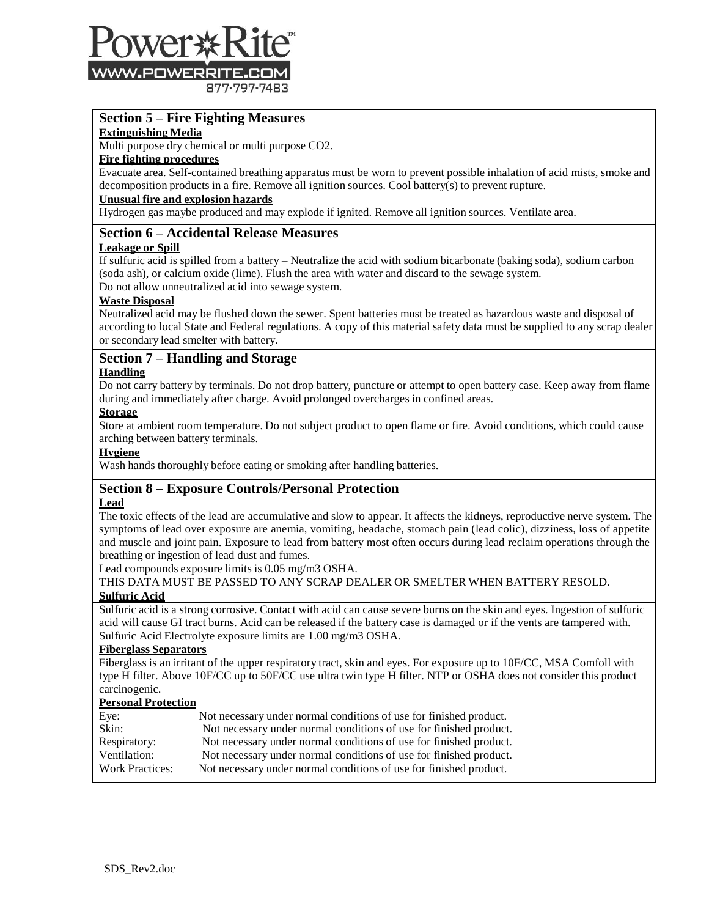## Section 5 – Fire Fighting Measures

**Extinguishing Media**

Multi purpose dry chemical or multi purpose $CO_2$.

**Fire fighting procedures**

Evacuate area. Self-contained breathing apparatus must be worn to prevent possible inhalation of acid mists, smoke and decomposition products in a fire. Remove all ignition sources. Cool battery(s) to prevent rupture.

**Unusual fire and explosion hazards**

Hydrogen gas maybe produced and may explode if ignited. Remove all ignition sources. Ventilate area.

## Section 6 – Accidental Release Measures

**Leakage or Spill**

If sulfuric acid is spilled from a battery – Neutralize the acid with sodium bicarbonate (baking soda), sodium carbon (soda ash), or calcium oxide (lime). Flush the area with water and discard to the sewage system.
Do not allow unneutralized acid into sewage system.

**Waste Disposal**

Neutralized acid may be flushed down the sewer. Spent batteries must be treated as hazardous waste and disposal of according to local State and Federal regulations. A copy of this material safety data must be supplied to any scrap dealer or secondary lead smelter with battery.

## Section 7 – Handling and Storage

**Handling**

Do not carry battery by terminals. Do not drop battery, puncture or attempt to open battery case. Keep away from flame during and immediately after charge. Avoid prolonged overcharges in confined areas.

**Storage**

Store at ambient room temperature. Do not subject product to open flame or fire. Avoid conditions, which could cause arching between battery terminals.

**Hygiene**

Wash hands thoroughly before eating or smoking after handling batteries.

## Section 8 – Exposure Controls/Personal Protection

**Lead**

The toxic effects of the lead are accumulative and slow to appear. It affects the kidneys, reproductive nerve system. The symptoms of lead over exposure are anemia, vomiting, headache, stomach pain (lead colic), dizziness, loss of appetite and muscle and joint pain. Exposure to lead from battery most often occurs during lead reclaim operations through the breathing or ingestion of lead dust and fumes.
Lead compounds exposure limits is 0.05 mg/m3 OSHA.
THIS DATA MUST BE PASSED TO ANY SCRAP DEALER OR SMELTER WHEN BATTERY RESOLD.

**Sulfuric Acid**

Sulfuric acid is a strong corrosive. Contact with acid can cause severe burns on the skin and eyes. Ingestion of sulfuric acid will cause GI tract burns. Acid can be released if the battery case is damaged or if the vents are tampered with. Sulfuric Acid Electrolyte exposure limits are 1.00 mg/m3 OSHA.

**Fiberglass Separators**

Fiberglass is an irritant of the upper respiratory tract, skin and eyes. For exposure up to 10F/CC, MSA Comfoll with type H filter. Above 10F/CC up to 50F/CC use ultra twin type H filter. NTP or OSHA does not consider this product carcinogenic.

**Personal Protection**

| | |
|---|---|
| Eye: | Not necessary under normal conditions of use for finished product. |
| Skin: | Not necessary under normal conditions of use for finished product. |
| Respiratory: | Not necessary under normal conditions of use for finished product. |
| Ventilation: | Not necessary under normal conditions of use for finished product. |
| Work Practices: | Not necessary under normal conditions of use for finished product. |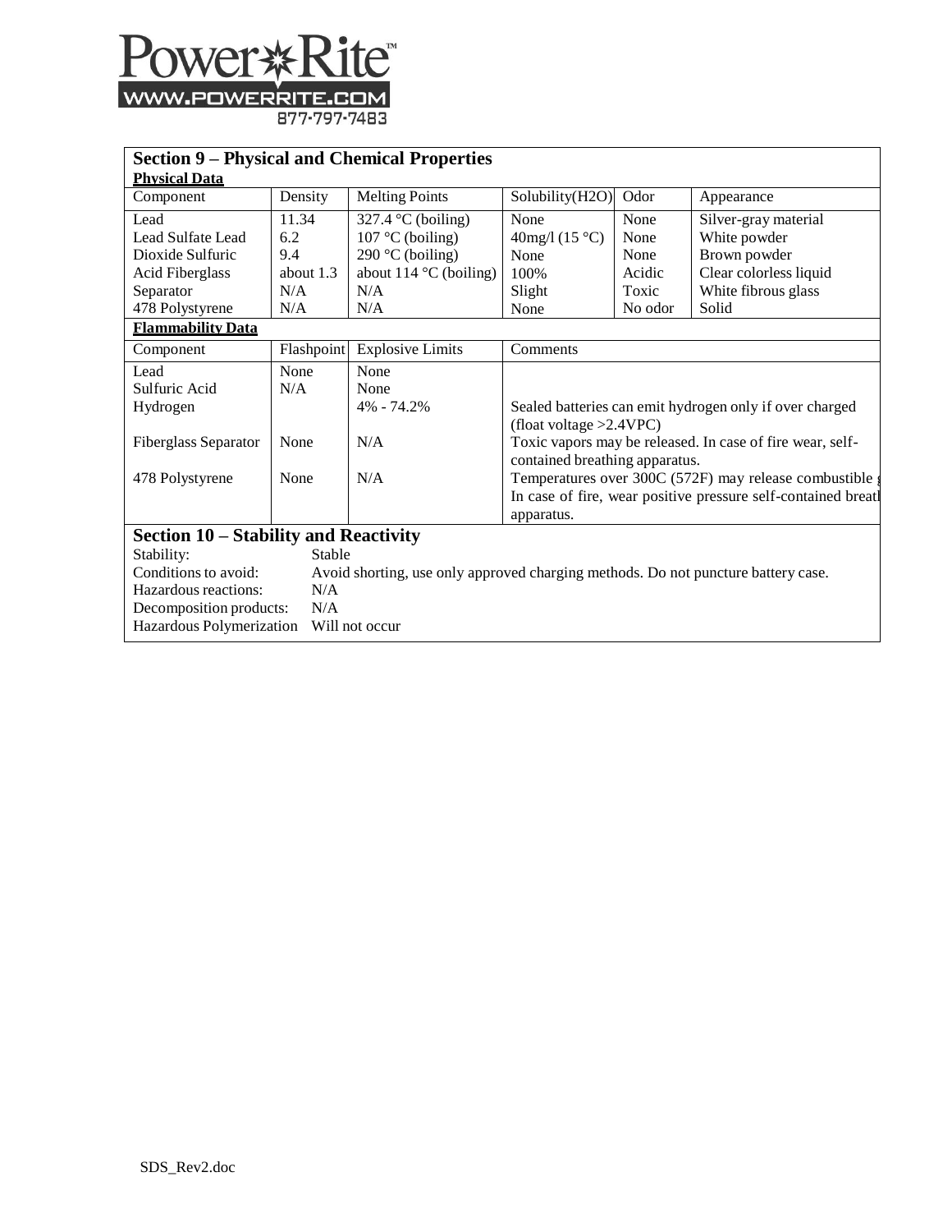## Section 9 – Physical and Chemical Properties

**Physical Data**

| Component | Density | Melting Points | Solubility(H2O) | Odor | Appearance |
|---|---|---|---|---|---|
| Lead<br>Lead Sulfate Lead<br>Dioxide Sulfuric<br>Acid Fiberglass<br>Separator<br>478 Polystyrene | 11.34<br>6.2<br>9.4<br>about 1.3<br>N/A<br>N/A | 327.4 °C (boiling)<br>107 °C (boiling)<br>290 °C (boiling)<br>about 114 °C (boiling)<br>N/A<br>N/A | None<br>40mg/l (15 °C)<br>None<br>100%<br>Slight<br>None | None<br>None<br>None<br>Acidic<br>Toxic<br>No odor | Silver-gray material<br>White powder<br>Brown powder<br>Clear colorless liquid<br>White fibrous glass<br>Solid |

**Flammability Data**

| Component | Flashpoint | Explosive Limits | Comments |
|---|---|---|---|
| Lead | None | None | |
| Sulfuric Acid | N/A | None | |
| Hydrogen | | 4% - 74.2% | Sealed batteries can emit hydrogen only if over charged (float voltage >2.4VPC) |
| Fiberglass Separator | None | N/A | Toxic vapors may be released. In case of fire wear, self-contained breathing apparatus. |
| 478 Polystyrene | None | N/A | Temperatures over 300C (572F) may release combustible g In case of fire, wear positive pressure self-contained breatl apparatus. |

## Section 10 – Stability and Reactivity

Stability: Stable

Conditions to avoid: Avoid shorting, use only approved charging methods. Do not puncture battery case.

Hazardous reactions: N/A

Decomposition products: N/A

Hazardous Polymerization Will not occur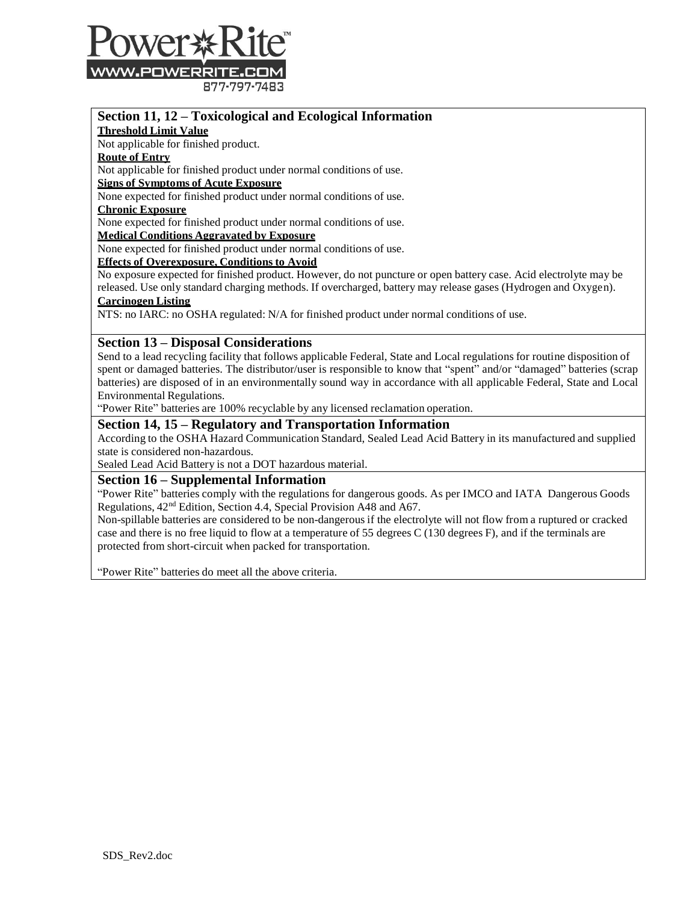## Section 11, 12 – Toxicological and Ecological Information

**Threshold Limit Value**

Not applicable for finished product.

**Route of Entry**

Not applicable for finished product under normal conditions of use.

**Signs of Symptoms of Acute Exposure**

None expected for finished product under normal conditions of use.

**Chronic Exposure**

None expected for finished product under normal conditions of use.

**Medical Conditions Aggravated by Exposure**

None expected for finished product under normal conditions of use.

**Effects of Overexposure, Conditions to Avoid**

No exposure expected for finished product. However, do not puncture or open battery case. Acid electrolyte may be released. Use only standard charging methods. If overcharged, battery may release gases (Hydrogen and Oxygen).

**Carcinogen Listing**

NTS: no IARC: no OSHA regulated: N/A for finished product under normal conditions of use.

## Section 13 – Disposal Considerations

Send to a lead recycling facility that follows applicable Federal, State and Local regulations for routine disposition of spent or damaged batteries. The distributor/user is responsible to know that "spent" and/or "damaged" batteries (scrap batteries) are disposed of in an environmentally sound way in accordance with all applicable Federal, State and Local Environmental Regulations.

"Power Rite" batteries are 100% recyclable by any licensed reclamation operation.

## Section 14, 15 – Regulatory and Transportation Information

According to the OSHA Hazard Communication Standard, Sealed Lead Acid Battery in its manufactured and supplied state is considered non-hazardous.

Sealed Lead Acid Battery is not a DOT hazardous material.

## Section 16 – Supplemental Information

"Power Rite" batteries comply with the regulations for dangerous goods. As per IMCO and IATA Dangerous Goods Regulations, 42nd Edition, Section 4.4, Special Provision A48 and A67.

Non-spillable batteries are considered to be non-dangerous if the electrolyte will not flow from a ruptured or cracked case and there is no free liquid to flow at a temperature of 55 degrees C (130 degrees F), and if the terminals are protected from short-circuit when packed for transportation.

"Power Rite" batteries do meet all the above criteria.